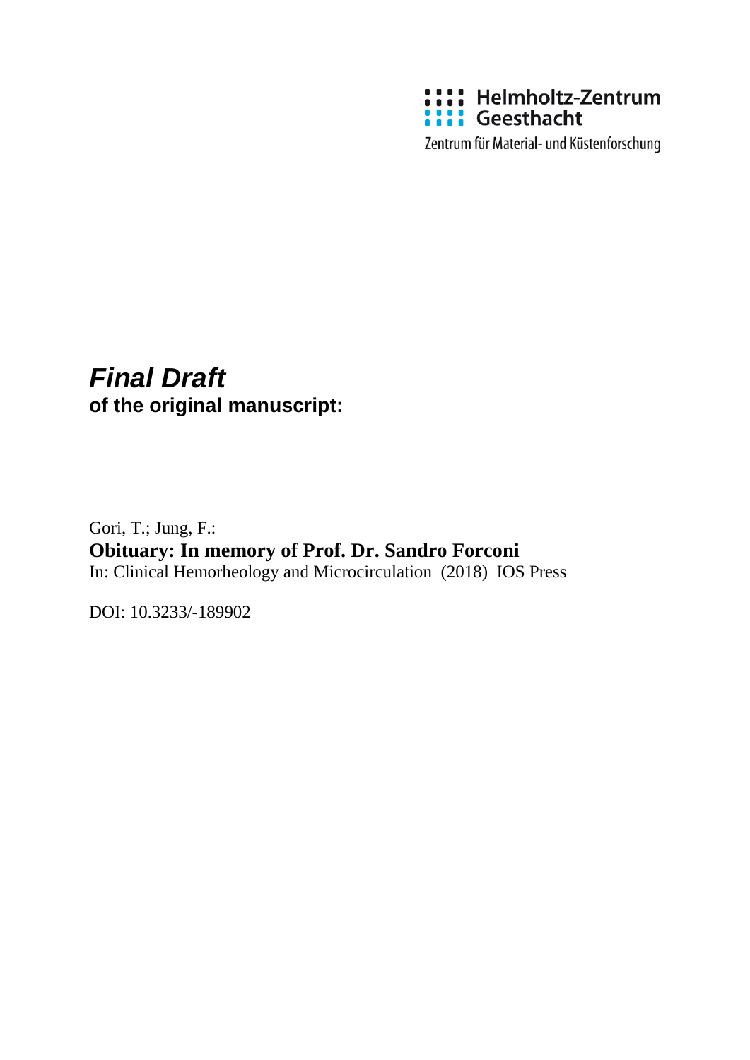Helmholtz-Zentrum Geesthacht

Zentrum für Material- und Küstenforschung

# *Final Draft*

**of the original manuscript:**

Gori, T.; Jung, F.:

**Obituary: In memory of Prof. Dr. Sandro Forconi**

In: Clinical Hemorheology and Microcirculation (2018) IOS Press

DOI: 10.3233/-189902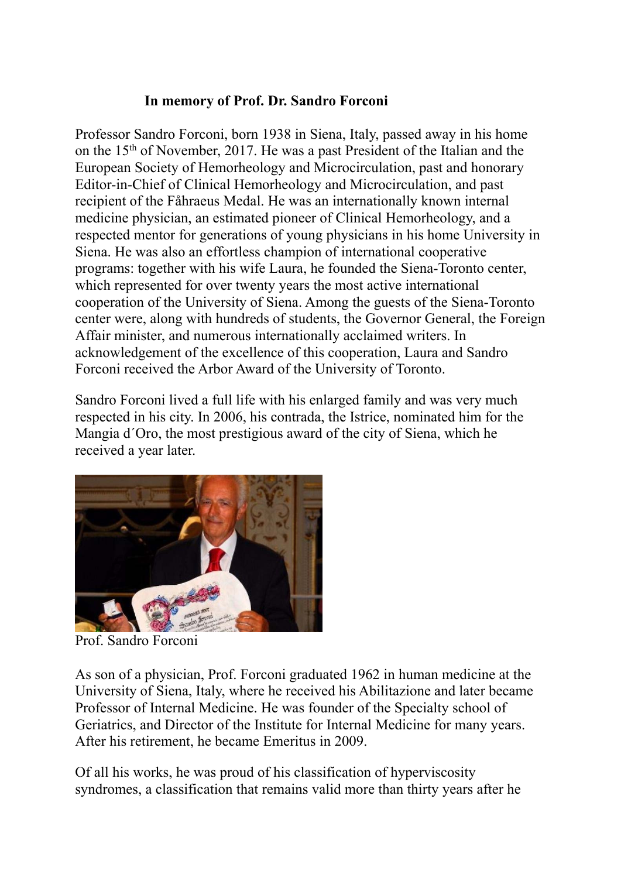**In memory of Prof. Dr. Sandro Forconi**

Professor Sandro Forconi, born 1938 in Siena, Italy, passed away in his home on the 15th of November, 2017. He was a past President of the Italian and the European Society of Hemorheology and Microcirculation, past and honorary Editor-in-Chief of Clinical Hemorheology and Microcirculation, and past recipient of the Fåhraeus Medal. He was an internationally known internal medicine physician, an estimated pioneer of Clinical Hemorheology, and a respected mentor for generations of young physicians in his home University in Siena. He was also an effortless champion of international cooperative programs: together with his wife Laura, he founded the Siena-Toronto center, which represented for over twenty years the most active international cooperation of the University of Siena. Among the guests of the Siena-Toronto center were, along with hundreds of students, the Governor General, the Foreign Affair minister, and numerous internationally acclaimed writers. In acknowledgement of the excellence of this cooperation, Laura and Sandro Forconi received the Arbor Award of the University of Toronto.

Sandro Forconi lived a full life with his enlarged family and was very much respected in his city. In 2006, his contrada, the Istrice, nominated him for the Mangia d´Oro, the most prestigious award of the city of Siena, which he received a year later.

Prof. Sandro Forconi

As son of a physician, Prof. Forconi graduated 1962 in human medicine at the University of Siena, Italy, where he received his Abilitazione and later became Professor of Internal Medicine. He was founder of the Specialty school of Geriatrics, and Director of the Institute for Internal Medicine for many years. After his retirement, he became Emeritus in 2009.

Of all his works, he was proud of his classification of hyperviscosity syndromes, a classification that remains valid more than thirty years after he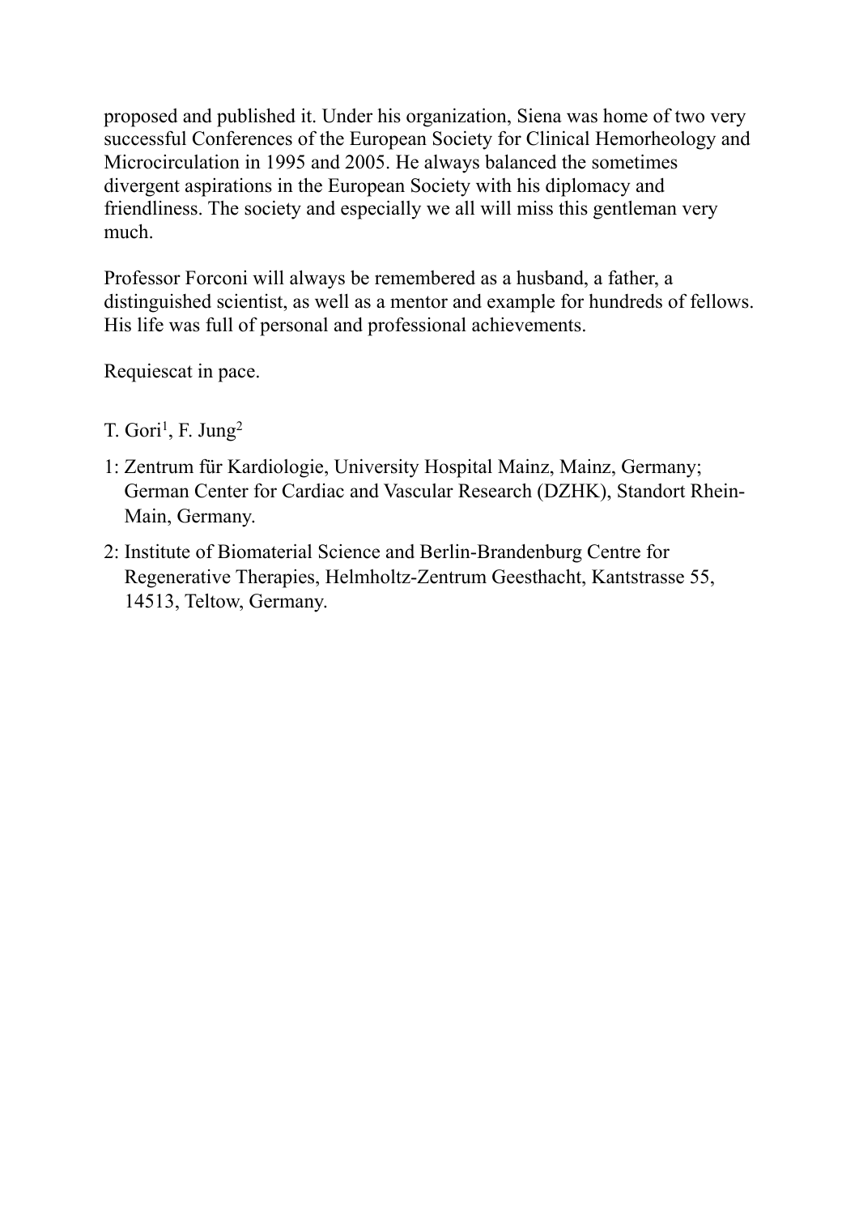proposed and published it. Under his organization, Siena was home of two very successful Conferences of the European Society for Clinical Hemorheology and Microcirculation in 1995 and 2005. He always balanced the sometimes divergent aspirations in the European Society with his diplomacy and friendliness. The society and especially we all will miss this gentleman very much.

Professor Forconi will always be remembered as a husband, a father, a distinguished scientist, as well as a mentor and example for hundreds of fellows. His life was full of personal and professional achievements.

Requiescat in pace.

T. Gori[1], F. Jung[2]

1: Zentrum für Kardiologie, University Hospital Mainz, Mainz, Germany; German Center for Cardiac and Vascular Research (DZHK), Standort Rhein-Main, Germany.

2: Institute of Biomaterial Science and Berlin-Brandenburg Centre for Regenerative Therapies, Helmholtz-Zentrum Geesthacht, Kantstrasse 55, 14513, Teltow, Germany.